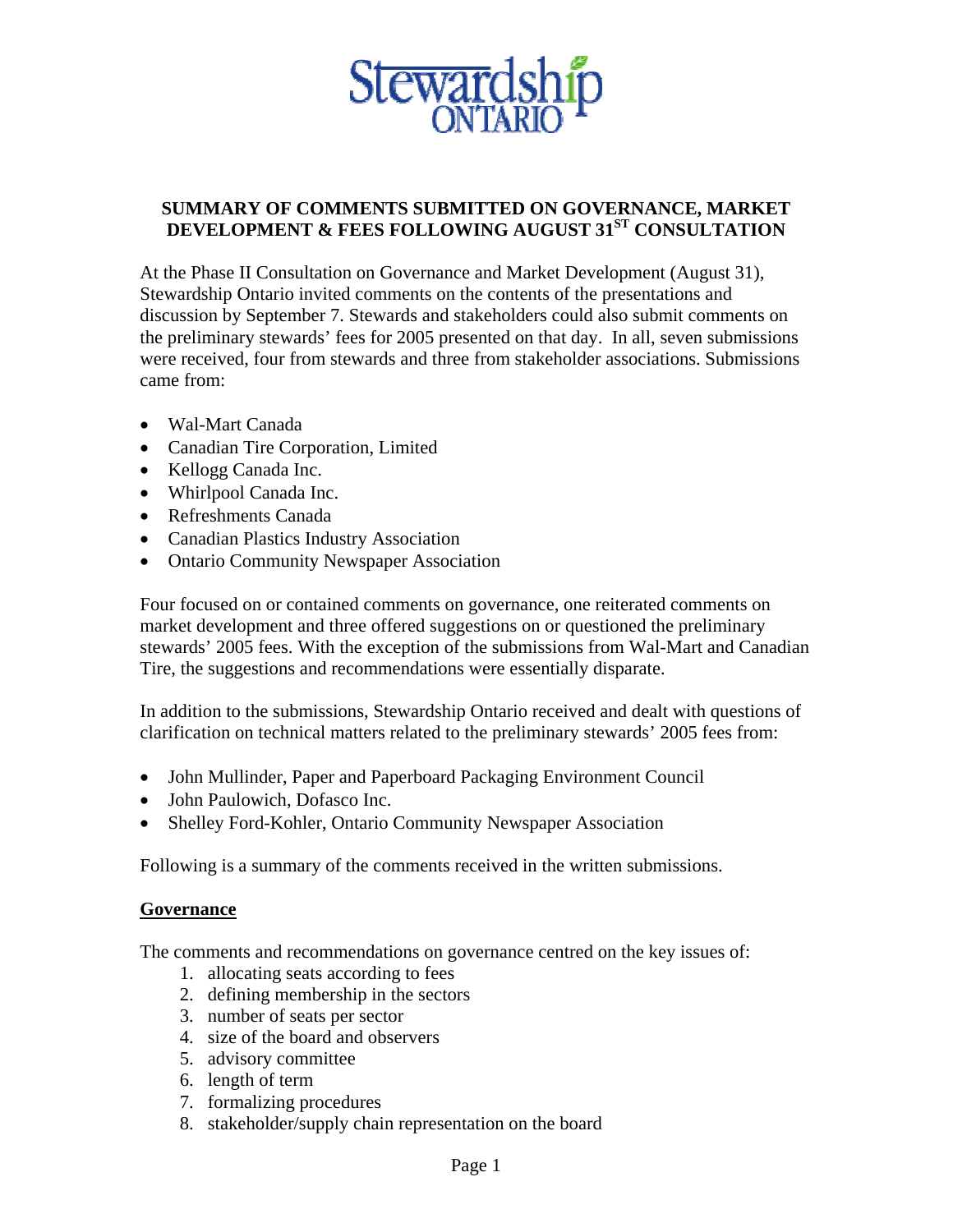# SUMMARY OF COMMENTS SUBMITTED ON GOVERNANCE, MARKET DEVELOPMENT & FEES FOLLOWING AUGUST 31ST CONSULTATION

At the Phase II Consultation on Governance and Market Development (August 31), Stewardship Ontario invited comments on the contents of the presentations and discussion by September 7. Stewards and stakeholders could also submit comments on the preliminary stewards' fees for 2005 presented on that day. In all, seven submissions were received, four from stewards and three from stakeholder associations. Submissions came from:

- Wal-Mart Canada
- Canadian Tire Corporation, Limited
- Kellogg Canada Inc.
- Whirlpool Canada Inc.
- Refreshments Canada
- Canadian Plastics Industry Association
- Ontario Community Newspaper Association

Four focused on or contained comments on governance, one reiterated comments on market development and three offered suggestions on or questioned the preliminary stewards' 2005 fees. With the exception of the submissions from Wal-Mart and Canadian Tire, the suggestions and recommendations were essentially disparate.

In addition to the submissions, Stewardship Ontario received and dealt with questions of clarification on technical matters related to the preliminary stewards' 2005 fees from:

- John Mullinder, Paper and Paperboard Packaging Environment Council
- John Paulowich, Dofasco Inc.
- Shelley Ford-Kohler, Ontario Community Newspaper Association

Following is a summary of the comments received in the written submissions.

## Governance

The comments and recommendations on governance centred on the key issues of:

1. allocating seats according to fees
2. defining membership in the sectors
3. number of seats per sector
4. size of the board and observers
5. advisory committee
6. length of term
7. formalizing procedures
8. stakeholder/supply chain representation on the board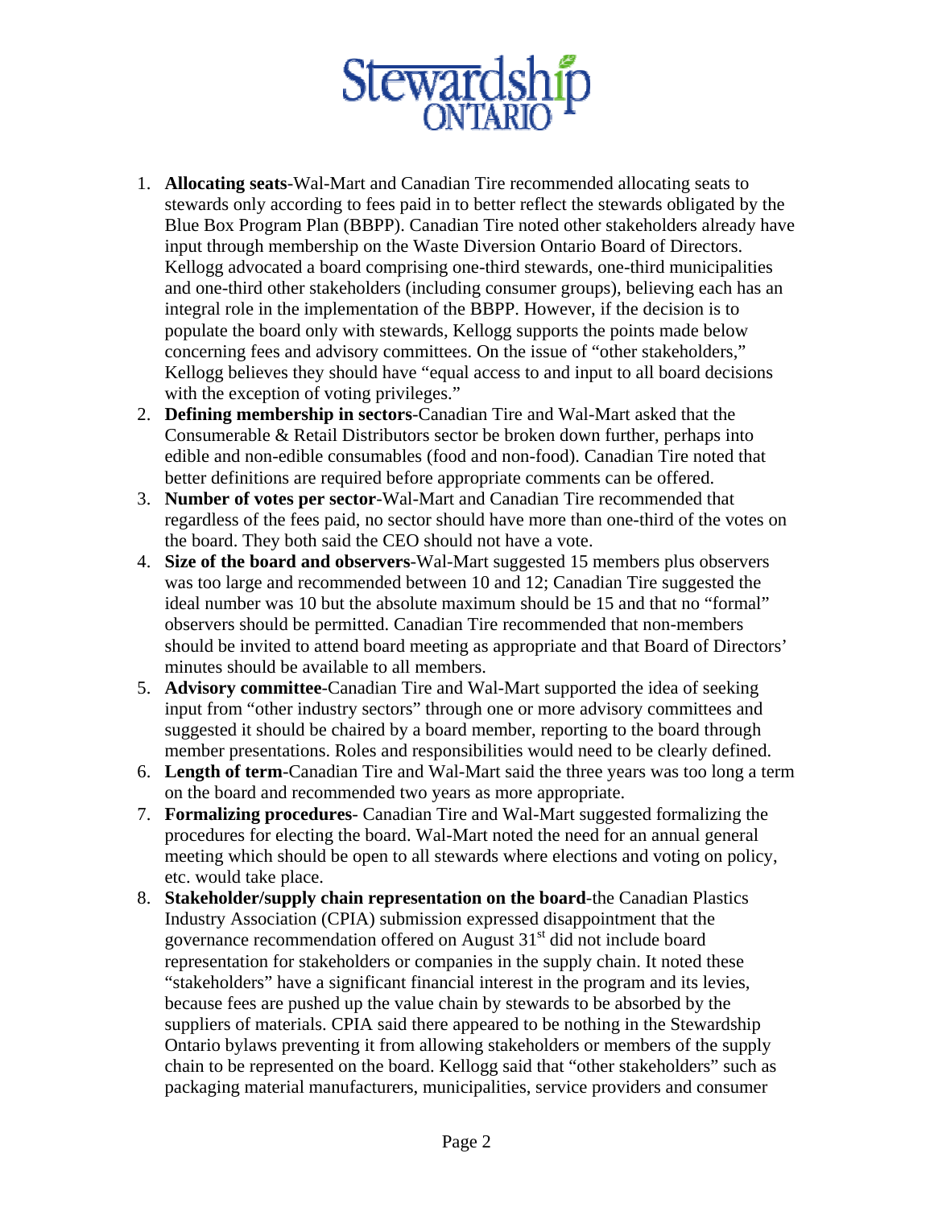1. **Allocating seats**-Wal-Mart and Canadian Tire recommended allocating seats to stewards only according to fees paid in to better reflect the stewards obligated by the Blue Box Program Plan (BBPP). Canadian Tire noted other stakeholders already have input through membership on the Waste Diversion Ontario Board of Directors. Kellogg advocated a board comprising one-third stewards, one-third municipalities and one-third other stakeholders (including consumer groups), believing each has an integral role in the implementation of the BBPP. However, if the decision is to populate the board only with stewards, Kellogg supports the points made below concerning fees and advisory committees. On the issue of "other stakeholders," Kellogg believes they should have "equal access to and input to all board decisions with the exception of voting privileges."
2. **Defining membership in sectors**-Canadian Tire and Wal-Mart asked that the Consumerable & Retail Distributors sector be broken down further, perhaps into edible and non-edible consumables (food and non-food). Canadian Tire noted that better definitions are required before appropriate comments can be offered.
3. **Number of votes per sector**-Wal-Mart and Canadian Tire recommended that regardless of the fees paid, no sector should have more than one-third of the votes on the board. They both said the CEO should not have a vote.
4. **Size of the board and observers**-Wal-Mart suggested 15 members plus observers was too large and recommended between 10 and 12; Canadian Tire suggested the ideal number was 10 but the absolute maximum should be 15 and that no "formal" observers should be permitted. Canadian Tire recommended that non-members should be invited to attend board meeting as appropriate and that Board of Directors' minutes should be available to all members.
5. **Advisory committee**-Canadian Tire and Wal-Mart supported the idea of seeking input from "other industry sectors" through one or more advisory committees and suggested it should be chaired by a board member, reporting to the board through member presentations. Roles and responsibilities would need to be clearly defined.
6. **Length of term**-Canadian Tire and Wal-Mart said the three years was too long a term on the board and recommended two years as more appropriate.
7. **Formalizing procedures**- Canadian Tire and Wal-Mart suggested formalizing the procedures for electing the board. Wal-Mart noted the need for an annual general meeting which should be open to all stewards where elections and voting on policy, etc. would take place.
8. **Stakeholder/supply chain representation on the board**-the Canadian Plastics Industry Association (CPIA) submission expressed disappointment that the governance recommendation offered on August 31st did not include board representation for stakeholders or companies in the supply chain. It noted these "stakeholders" have a significant financial interest in the program and its levies, because fees are pushed up the value chain by stewards to be absorbed by the suppliers of materials. CPIA said there appeared to be nothing in the Stewardship Ontario bylaws preventing it from allowing stakeholders or members of the supply chain to be represented on the board. Kellogg said that "other stakeholders" such as packaging material manufacturers, municipalities, service providers and consumer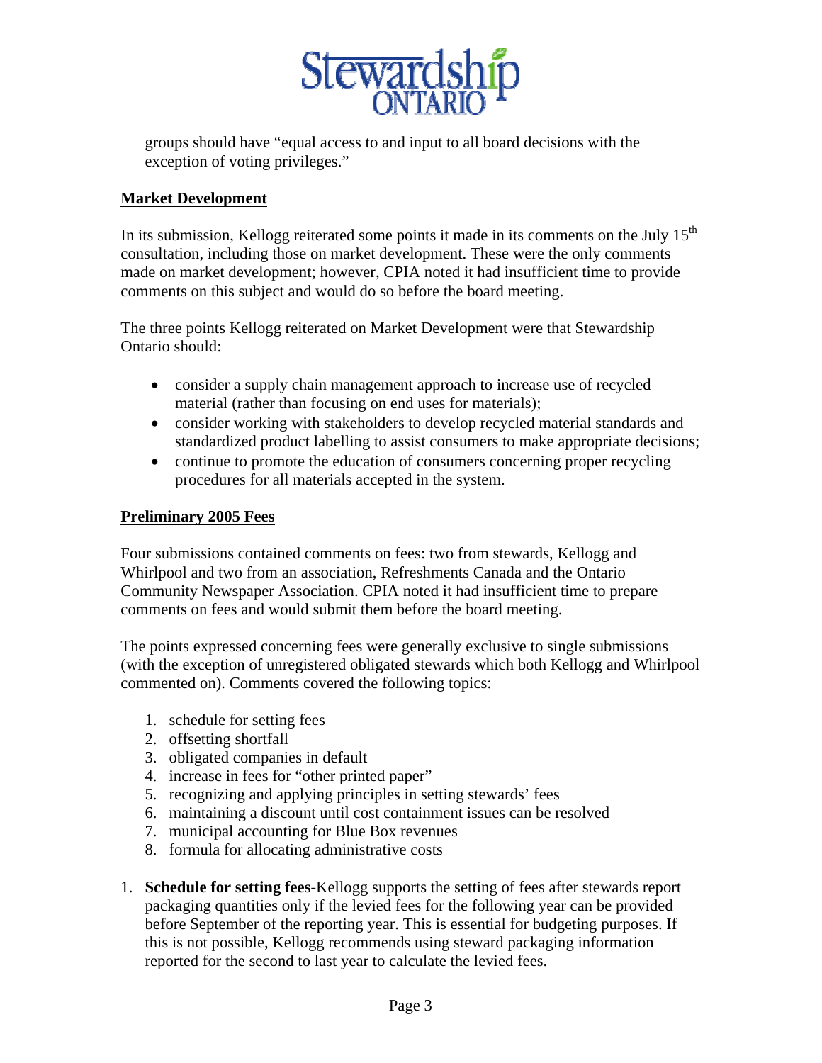groups should have "equal access to and input to all board decisions with the exception of voting privileges."

**Market Development**

In its submission, Kellogg reiterated some points it made in its comments on the July 15th consultation, including those on market development. These were the only comments made on market development; however, CPIA noted it had insufficient time to provide comments on this subject and would do so before the board meeting.

The three points Kellogg reiterated on Market Development were that Stewardship Ontario should:

- consider a supply chain management approach to increase use of recycled material (rather than focusing on end uses for materials);
- consider working with stakeholders to develop recycled material standards and standardized product labelling to assist consumers to make appropriate decisions;
- continue to promote the education of consumers concerning proper recycling procedures for all materials accepted in the system.

**Preliminary 2005 Fees**

Four submissions contained comments on fees: two from stewards, Kellogg and Whirlpool and two from an association, Refreshments Canada and the Ontario Community Newspaper Association. CPIA noted it had insufficient time to prepare comments on fees and would submit them before the board meeting.

The points expressed concerning fees were generally exclusive to single submissions (with the exception of unregistered obligated stewards which both Kellogg and Whirlpool commented on). Comments covered the following topics:

1. schedule for setting fees
2. offsetting shortfall
3. obligated companies in default
4. increase in fees for "other printed paper"
5. recognizing and applying principles in setting stewards' fees
6. maintaining a discount until cost containment issues can be resolved
7. municipal accounting for Blue Box revenues
8. formula for allocating administrative costs

1. **Schedule for setting fees**-Kellogg supports the setting of fees after stewards report packaging quantities only if the levied fees for the following year can be provided before September of the reporting year. This is essential for budgeting purposes. If this is not possible, Kellogg recommends using steward packaging information reported for the second to last year to calculate the levied fees.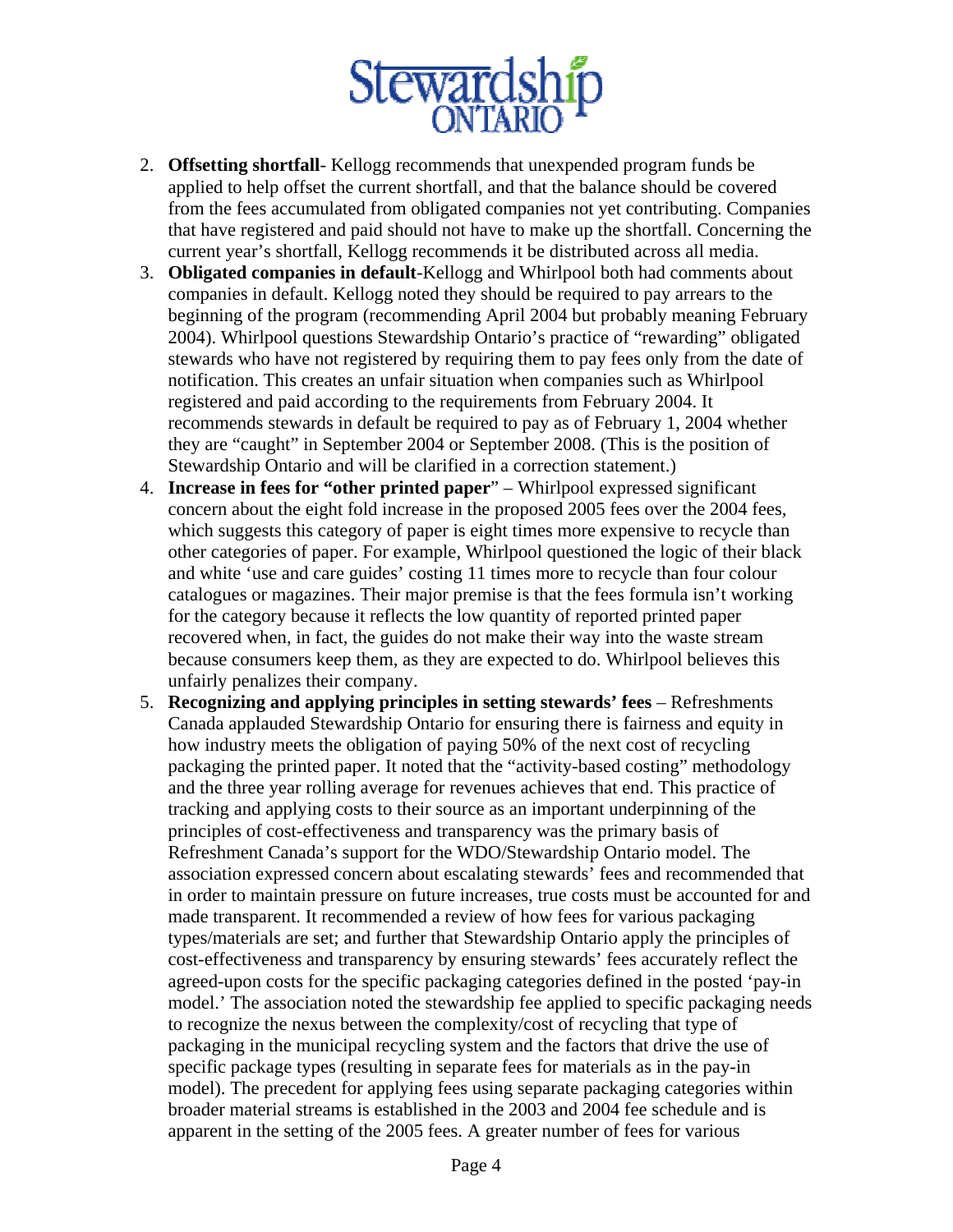2. **Offsetting shortfall**- Kellogg recommends that unexpended program funds be applied to help offset the current shortfall, and that the balance should be covered from the fees accumulated from obligated companies not yet contributing. Companies that have registered and paid should not have to make up the shortfall. Concerning the current year's shortfall, Kellogg recommends it be distributed across all media.
3. **Obligated companies in default**-Kellogg and Whirlpool both had comments about companies in default. Kellogg noted they should be required to pay arrears to the beginning of the program (recommending April 2004 but probably meaning February 2004). Whirlpool questions Stewardship Ontario's practice of "rewarding" obligated stewards who have not registered by requiring them to pay fees only from the date of notification. This creates an unfair situation when companies such as Whirlpool registered and paid according to the requirements from February 2004. It recommends stewards in default be required to pay as of February 1, 2004 whether they are "caught" in September 2004 or September 2008. (This is the position of Stewardship Ontario and will be clarified in a correction statement.)
4. **Increase in fees for "other printed paper**" – Whirlpool expressed significant concern about the eight fold increase in the proposed 2005 fees over the 2004 fees, which suggests this category of paper is eight times more expensive to recycle than other categories of paper. For example, Whirlpool questioned the logic of their black and white 'use and care guides' costing 11 times more to recycle than four colour catalogues or magazines. Their major premise is that the fees formula isn't working for the category because it reflects the low quantity of reported printed paper recovered when, in fact, the guides do not make their way into the waste stream because consumers keep them, as they are expected to do. Whirlpool believes this unfairly penalizes their company.
5. **Recognizing and applying principles in setting stewards' fees** – Refreshments Canada applauded Stewardship Ontario for ensuring there is fairness and equity in how industry meets the obligation of paying 50% of the next cost of recycling packaging the printed paper. It noted that the "activity-based costing" methodology and the three year rolling average for revenues achieves that end. This practice of tracking and applying costs to their source as an important underpinning of the principles of cost-effectiveness and transparency was the primary basis of Refreshment Canada's support for the WDO/Stewardship Ontario model. The association expressed concern about escalating stewards' fees and recommended that in order to maintain pressure on future increases, true costs must be accounted for and made transparent. It recommended a review of how fees for various packaging types/materials are set; and further that Stewardship Ontario apply the principles of cost-effectiveness and transparency by ensuring stewards' fees accurately reflect the agreed-upon costs for the specific packaging categories defined in the posted 'pay-in model.' The association noted the stewardship fee applied to specific packaging needs to recognize the nexus between the complexity/cost of recycling that type of packaging in the municipal recycling system and the factors that drive the use of specific package types (resulting in separate fees for materials as in the pay-in model). The precedent for applying fees using separate packaging categories within broader material streams is established in the 2003 and 2004 fee schedule and is apparent in the setting of the 2005 fees. A greater number of fees for various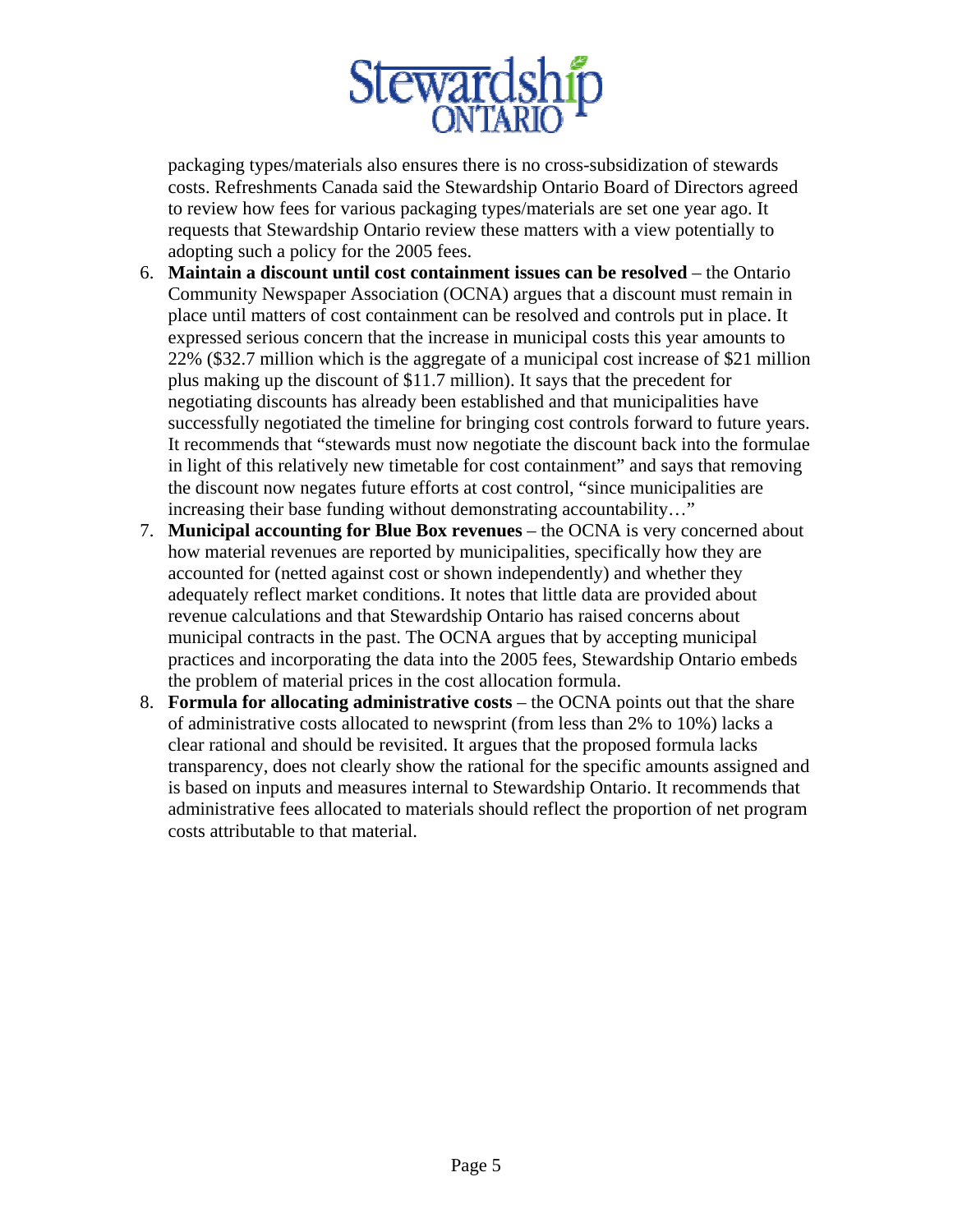packaging types/materials also ensures there is no cross-subsidization of stewards costs. Refreshments Canada said the Stewardship Ontario Board of Directors agreed to review how fees for various packaging types/materials are set one year ago. It requests that Stewardship Ontario review these matters with a view potentially to adopting such a policy for the 2005 fees.

6. **Maintain a discount until cost containment issues can be resolved** – the Ontario Community Newspaper Association (OCNA) argues that a discount must remain in place until matters of cost containment can be resolved and controls put in place. It expressed serious concern that the increase in municipal costs this year amounts to 22% ($32.7 million which is the aggregate of a municipal cost increase of $21 million plus making up the discount of $11.7 million). It says that the precedent for negotiating discounts has already been established and that municipalities have successfully negotiated the timeline for bringing cost controls forward to future years. It recommends that "stewards must now negotiate the discount back into the formulae in light of this relatively new timetable for cost containment" and says that removing the discount now negates future efforts at cost control, "since municipalities are increasing their base funding without demonstrating accountability…"
7. **Municipal accounting for Blue Box revenues** – the OCNA is very concerned about how material revenues are reported by municipalities, specifically how they are accounted for (netted against cost or shown independently) and whether they adequately reflect market conditions. It notes that little data are provided about revenue calculations and that Stewardship Ontario has raised concerns about municipal contracts in the past. The OCNA argues that by accepting municipal practices and incorporating the data into the 2005 fees, Stewardship Ontario embeds the problem of material prices in the cost allocation formula.
8. **Formula for allocating administrative costs** – the OCNA points out that the share of administrative costs allocated to newsprint (from less than 2% to 10%) lacks a clear rational and should be revisited. It argues that the proposed formula lacks transparency, does not clearly show the rational for the specific amounts assigned and is based on inputs and measures internal to Stewardship Ontario. It recommends that administrative fees allocated to materials should reflect the proportion of net program costs attributable to that material.